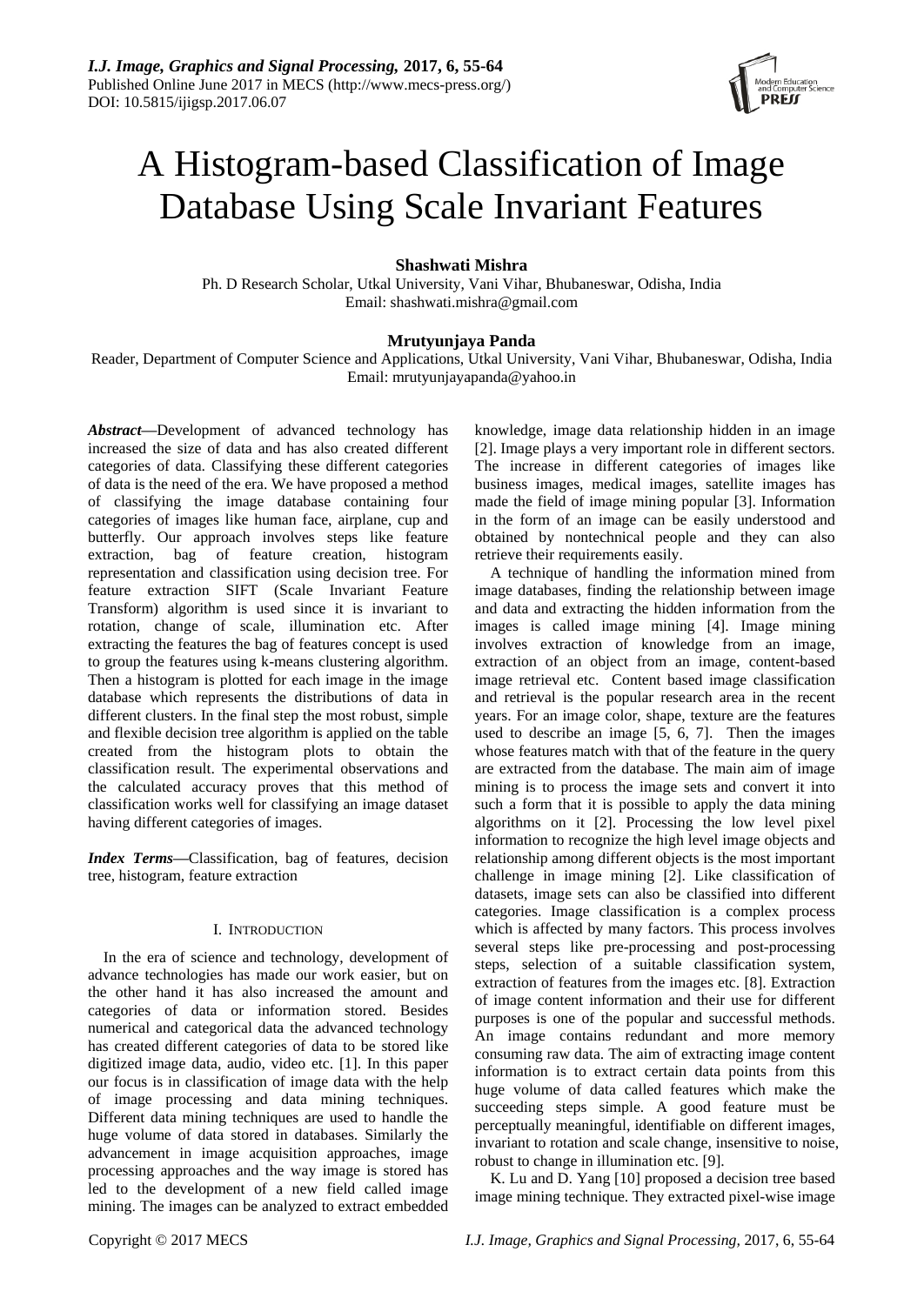# A Histogram-based Classification of Image Database Using Scale Invariant Features

**Shashwati Mishra**

Ph. D Research Scholar, Utkal University, Vani Vihar, Bhubaneswar, Odisha, India
Email: shashwati.mishra@gmail.com

**Mrutyunjaya Panda**

Reader, Department of Computer Science and Applications, Utkal University, Vani Vihar, Bhubaneswar, Odisha, India
Email: mrutyunjayapanda@yahoo.in

***Abstract*—**Development of advanced technology has increased the size of data and has also created different categories of data. Classifying these different categories of data is the need of the era. We have proposed a method of classifying the image database containing four categories of images like human face, airplane, cup and butterfly. Our approach involves steps like feature extraction, bag of feature creation, histogram representation and classification using decision tree. For feature extraction SIFT (Scale Invariant Feature Transform) algorithm is used since it is invariant to rotation, change of scale, illumination etc. After extracting the features the bag of features concept is used to group the features using k-means clustering algorithm. Then a histogram is plotted for each image in the image database which represents the distributions of data in different clusters. In the final step the most robust, simple and flexible decision tree algorithm is applied on the table created from the histogram plots to obtain the classification result. The experimental observations and the calculated accuracy proves that this method of classification works well for classifying an image dataset having different categories of images.

***Index Terms*—**Classification, bag of features, decision tree, histogram, feature extraction

## I. Introduction

In the era of science and technology, development of advance technologies has made our work easier, but on the other hand it has also increased the amount and categories of data or information stored. Besides numerical and categorical data the advanced technology has created different categories of data to be stored like digitized image data, audio, video etc. [1]. In this paper our focus is in classification of image data with the help of image processing and data mining techniques. Different data mining techniques are used to handle the huge volume of data stored in databases. Similarly the advancement in image acquisition approaches, image processing approaches and the way image is stored has led to the development of a new field called image mining. The images can be analyzed to extract embedded knowledge, image data relationship hidden in an image [2]. Image plays a very important role in different sectors. The increase in different categories of images like business images, medical images, satellite images has made the field of image mining popular [3]. Information in the form of an image can be easily understood and obtained by nontechnical people and they can also retrieve their requirements easily.

A technique of handling the information mined from image databases, finding the relationship between image and data and extracting the hidden information from the images is called image mining [4]. Image mining involves extraction of knowledge from an image, extraction of an object from an image, content-based image retrieval etc. Content based image classification and retrieval is the popular research area in the recent years. For an image color, shape, texture are the features used to describe an image [5, 6, 7]. Then the images whose features match with that of the feature in the query are extracted from the database. The main aim of image mining is to process the image sets and convert it into such a form that it is possible to apply the data mining algorithms on it [2]. Processing the low level pixel information to recognize the high level image objects and relationship among different objects is the most important challenge in image mining [2]. Like classification of datasets, image sets can also be classified into different categories. Image classification is a complex process which is affected by many factors. This process involves several steps like pre-processing and post-processing steps, selection of a suitable classification system, extraction of features from the images etc. [8]. Extraction of image content information and their use for different purposes is one of the popular and successful methods. An image contains redundant and more memory consuming raw data. The aim of extracting image content information is to extract certain data points from this huge volume of data called features which make the succeeding steps simple. A good feature must be perceptually meaningful, identifiable on different images, invariant to rotation and scale change, insensitive to noise, robust to change in illumination etc. [9].

K. Lu and D. Yang [10] proposed a decision tree based image mining technique. They extracted pixel-wise image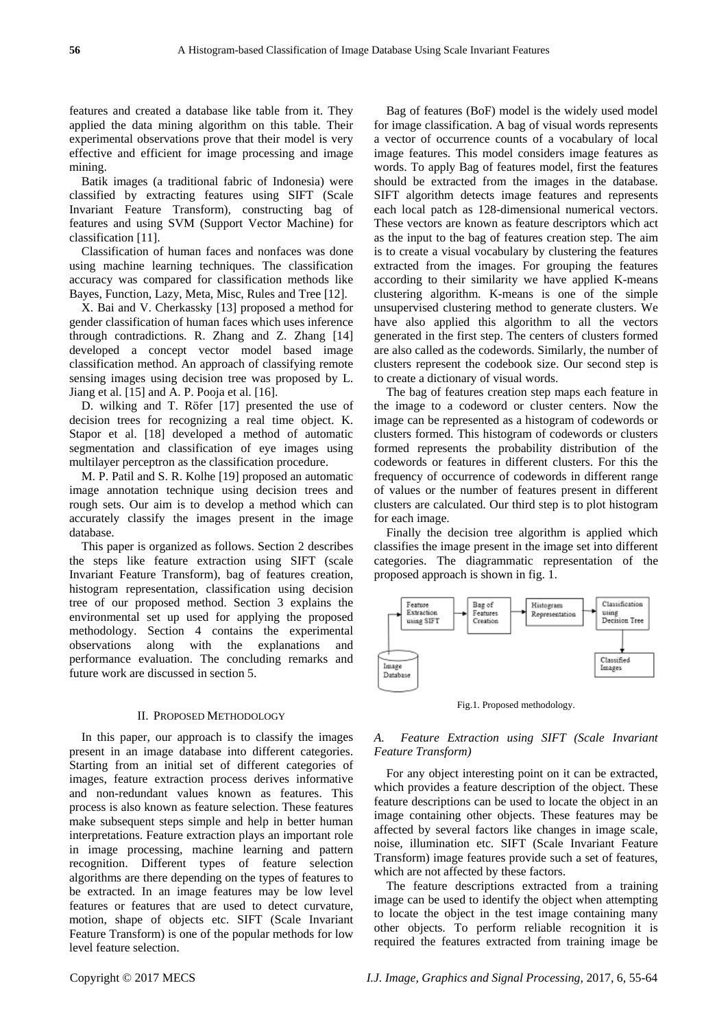features and created a database like table from it. They applied the data mining algorithm on this table. Their experimental observations prove that their model is very effective and efficient for image processing and image mining.

Batik images (a traditional fabric of Indonesia) were classified by extracting features using SIFT (Scale Invariant Feature Transform), constructing bag of features and using SVM (Support Vector Machine) for classification [11].

Classification of human faces and nonfaces was done using machine learning techniques. The classification accuracy was compared for classification methods like Bayes, Function, Lazy, Meta, Misc, Rules and Tree [12].

X. Bai and V. Cherkassky [13] proposed a method for gender classification of human faces which uses inference through contradictions. R. Zhang and Z. Zhang [14] developed a concept vector model based image classification method. An approach of classifying remote sensing images using decision tree was proposed by L. Jiang et al. [15] and A. P. Pooja et al. [16].

D. wilking and T. Röfer [17] presented the use of decision trees for recognizing a real time object. K. Stapor et al. [18] developed a method of automatic segmentation and classification of eye images using multilayer perceptron as the classification procedure.

M. P. Patil and S. R. Kolhe [19] proposed an automatic image annotation technique using decision trees and rough sets. Our aim is to develop a method which can accurately classify the images present in the image database.

This paper is organized as follows. Section 2 describes the steps like feature extraction using SIFT (scale Invariant Feature Transform), bag of features creation, histogram representation, classification using decision tree of our proposed method. Section 3 explains the environmental set up used for applying the proposed methodology. Section 4 contains the experimental observations along with the explanations and performance evaluation. The concluding remarks and future work are discussed in section 5.

## II. Proposed Methodology

In this paper, our approach is to classify the images present in an image database into different categories. Starting from an initial set of different categories of images, feature extraction process derives informative and non-redundant values known as features. This process is also known as feature selection. These features make subsequent steps simple and help in better human interpretations. Feature extraction plays an important role in image processing, machine learning and pattern recognition. Different types of feature selection algorithms are there depending on the types of features to be extracted. In an image features may be low level features or features that are used to detect curvature, motion, shape of objects etc. SIFT (Scale Invariant Feature Transform) is one of the popular methods for low level feature selection.

Bag of features (BoF) model is the widely used model for image classification. A bag of visual words represents a vector of occurrence counts of a vocabulary of local image features. This model considers image features as words. To apply Bag of features model, first the features should be extracted from the images in the database. SIFT algorithm detects image features and represents each local patch as 128-dimensional numerical vectors. These vectors are known as feature descriptors which act as the input to the bag of features creation step. The aim is to create a visual vocabulary by clustering the features extracted from the images. For grouping the features according to their similarity we have applied K-means clustering algorithm. K-means is one of the simple unsupervised clustering method to generate clusters. We have also applied this algorithm to all the vectors generated in the first step. The centers of clusters formed are also called as the codewords. Similarly, the number of clusters represent the codebook size. Our second step is to create a dictionary of visual words.

The bag of features creation step maps each feature in the image to a codeword or cluster centers. Now the image can be represented as a histogram of codewords or clusters formed. This histogram of codewords or clusters formed represents the probability distribution of the codewords or features in different clusters. For this the frequency of occurrence of codewords in different range of values or the number of features present in different clusters are calculated. Our third step is to plot histogram for each image.

Finally the decision tree algorithm is applied which classifies the image present in the image set into different categories. The diagrammatic representation of the proposed approach is shown in fig. 1.

Image Database → Feature Extraction using SIFT → Bag of Features Creation → Histogram Representation → Classification using Decision Tree → Classified Images

Fig.1. Proposed methodology.

### A. Feature Extraction using SIFT (Scale Invariant Feature Transform)

For any object interesting point on it can be extracted, which provides a feature description of the object. These feature descriptions can be used to locate the object in an image containing other objects. These features may be affected by several factors like changes in image scale, noise, illumination etc. SIFT (Scale Invariant Feature Transform) image features provide such a set of features, which are not affected by these factors.

The feature descriptions extracted from a training image can be used to identify the object when attempting to locate the object in the test image containing many other objects. To perform reliable recognition it is required the features extracted from training image be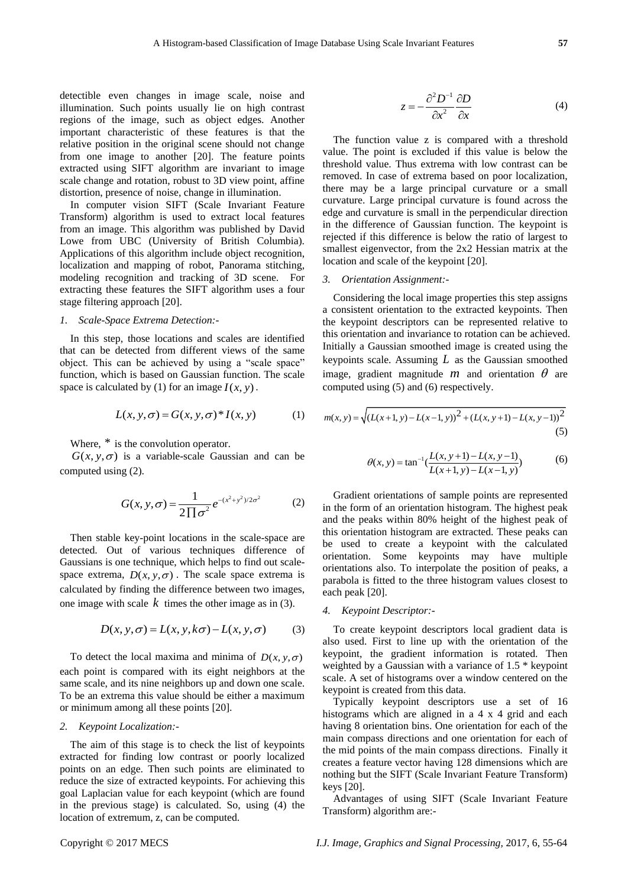detectible even changes in image scale, noise and illumination. Such points usually lie on high contrast regions of the image, such as object edges. Another important characteristic of these features is that the relative position in the original scene should not change from one image to another [20]. The feature points extracted using SIFT algorithm are invariant to image scale change and rotation, robust to 3D view point, affine distortion, presence of noise, change in illumination.

In computer vision SIFT (Scale Invariant Feature Transform) algorithm is used to extract local features from an image. This algorithm was published by David Lowe from UBC (University of British Columbia). Applications of this algorithm include object recognition, localization and mapping of robot, Panorama stitching, modeling recognition and tracking of 3D scene. For extracting these features the SIFT algorithm uses a four stage filtering approach [20].

*1. Scale-Space Extrema Detection:-*

In this step, those locations and scales are identified that can be detected from different views of the same object. This can be achieved by using a "scale space" function, which is based on Gaussian function. The scale space is calculated by (1) for an image $I(x, y)$.

$$L(x, y, \sigma) = G(x, y, \sigma) * I(x, y) \tag{1}$$

Where, $*$ is the convolution operator.

$G(x, y, \sigma)$ is a variable-scale Gaussian and can be computed using (2).

$$G(x, y, \sigma) = \frac{1}{2\prod\sigma^2} e^{-(x^2+y^2)/2\sigma^2} \tag{2}$$

Then stable key-point locations in the scale-space are detected. Out of various techniques difference of Gaussians is one technique, which helps to find out scale-space extrema, $D(x, y, \sigma)$. The scale space extrema is calculated by finding the difference between two images, one image with scale $k$ times the other image as in (3).

$$D(x, y, \sigma) = L(x, y, k\sigma) - L(x, y, \sigma) \tag{3}$$

To detect the local maxima and minima of $D(x, y, \sigma)$ each point is compared with its eight neighbors at the same scale, and its nine neighbors up and down one scale. To be an extrema this value should be either a maximum or minimum among all these points [20].

*2. Keypoint Localization:-*

The aim of this stage is to check the list of keypoints extracted for finding low contrast or poorly localized points on an edge. Then such points are eliminated to reduce the size of extracted keypoints. For achieving this goal Laplacian value for each keypoint (which are found in the previous stage) is calculated. So, using (4) the location of extremum, z, can be computed.

$$z = -\frac{\partial^2 D^{-1}}{\partial x^2} \frac{\partial D}{\partial x} \tag{4}$$

The function value z is compared with a threshold value. The point is excluded if this value is below the threshold value. Thus extrema with low contrast can be removed. In case of extrema based on poor localization, there may be a large principal curvature or a small curvature. Large principal curvature is found across the edge and curvature is small in the perpendicular direction in the difference of Gaussian function. The keypoint is rejected if this difference is below the ratio of largest to smallest eigenvector, from the 2x2 Hessian matrix at the location and scale of the keypoint [20].

*3. Orientation Assignment:-*

Considering the local image properties this step assigns a consistent orientation to the extracted keypoints. Then the keypoint descriptors can be represented relative to this orientation and invariance to rotation can be achieved. Initially a Gaussian smoothed image is created using the keypoints scale. Assuming $L$ as the Gaussian smoothed image, gradient magnitude $m$ and orientation $\theta$ are computed using (5) and (6) respectively.

$$m(x, y) = \sqrt{(L(x+1, y) - L(x-1, y))^2 + (L(x, y+1) - L(x, y-1))^2} \tag{5}$$

$$\theta(x, y) = \tan^{-1}\left(\frac{L(x, y+1) - L(x, y-1)}{L(x+1, y) - L(x-1, y)}\right) \tag{6}$$

Gradient orientations of sample points are represented in the form of an orientation histogram. The highest peak and the peaks within 80% height of the highest peak of this orientation histogram are extracted. These peaks can be used to create a keypoint with the calculated orientation. Some keypoints may have multiple orientations also. To interpolate the position of peaks, a parabola is fitted to the three histogram values closest to each peak [20].

*4. Keypoint Descriptor:-*

To create keypoint descriptors local gradient data is also used. First to line up with the orientation of the keypoint, the gradient information is rotated. Then weighted by a Gaussian with a variance of 1.5 * keypoint scale. A set of histograms over a window centered on the keypoint is created from this data.

Typically keypoint descriptors use a set of 16 histograms which are aligned in a 4 x 4 grid and each having 8 orientation bins. One orientation for each of the main compass directions and one orientation for each of the mid points of the main compass directions. Finally it creates a feature vector having 128 dimensions which are nothing but the SIFT (Scale Invariant Feature Transform) keys [20].

Advantages of using SIFT (Scale Invariant Feature Transform) algorithm are:-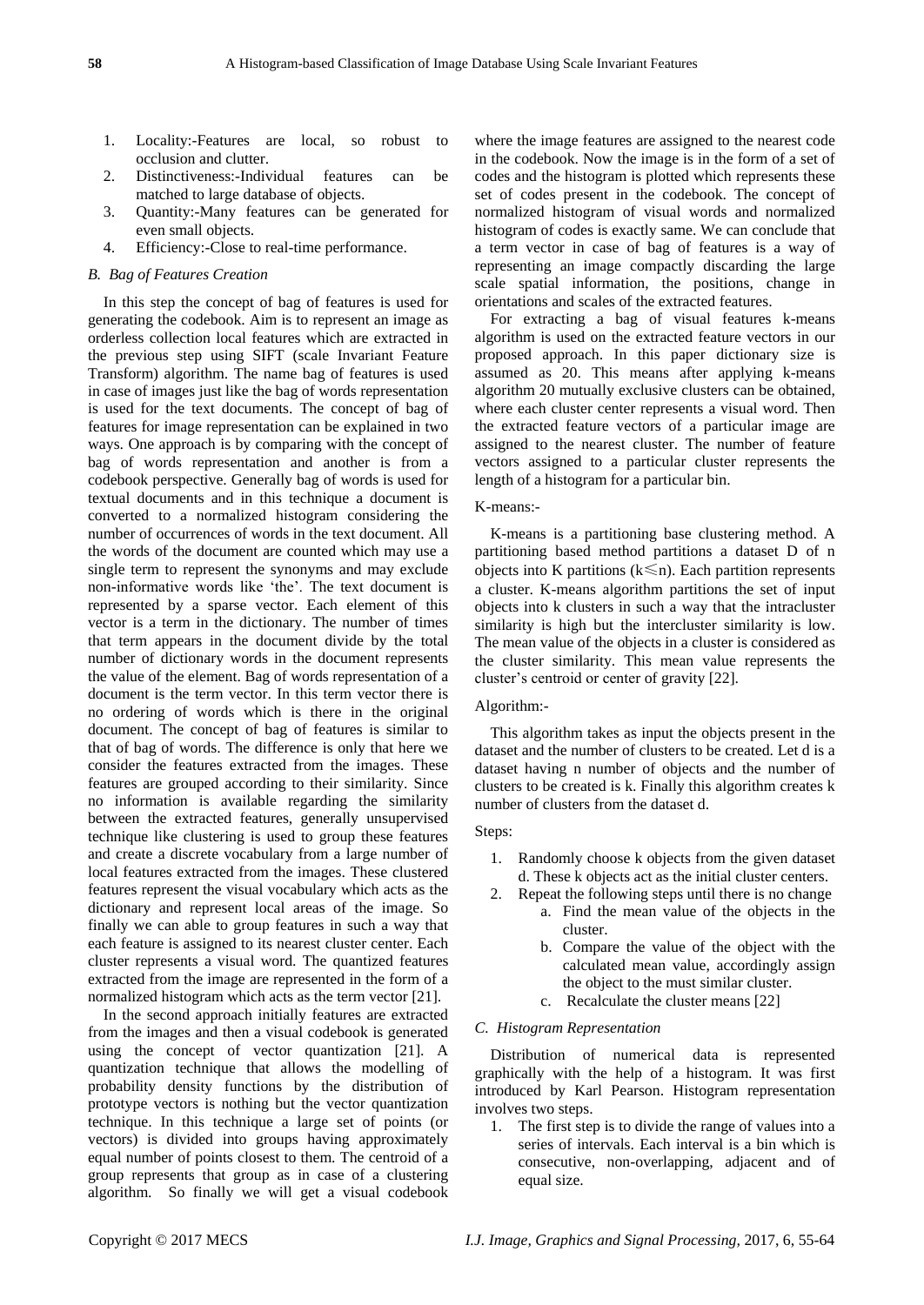1. Locality:-Features are local, so robust to occlusion and clutter.
2. Distinctiveness:-Individual features can be matched to large database of objects.
3. Quantity:-Many features can be generated for even small objects.
4. Efficiency:-Close to real-time performance.

### *B. Bag of Features Creation*

In this step the concept of bag of features is used for generating the codebook. Aim is to represent an image as orderless collection local features which are extracted in the previous step using SIFT (scale Invariant Feature Transform) algorithm. The name bag of features is used in case of images just like the bag of words representation is used for the text documents. The concept of bag of features for image representation can be explained in two ways. One approach is by comparing with the concept of bag of words representation and another is from a codebook perspective. Generally bag of words is used for textual documents and in this technique a document is converted to a normalized histogram considering the number of occurrences of words in the text document. All the words of the document are counted which may use a single term to represent the synonyms and may exclude non-informative words like 'the'. The text document is represented by a sparse vector. Each element of this vector is a term in the dictionary. The number of times that term appears in the document divide by the total number of dictionary words in the document represents the value of the element. Bag of words representation of a document is the term vector. In this term vector there is no ordering of words which is there in the original document. The concept of bag of features is similar to that of bag of words. The difference is only that here we consider the features extracted from the images. These features are grouped according to their similarity. Since no information is available regarding the similarity between the extracted features, generally unsupervised technique like clustering is used to group these features and create a discrete vocabulary from a large number of local features extracted from the images. These clustered features represent the visual vocabulary which acts as the dictionary and represent local areas of the image. So finally we can able to group features in such a way that each feature is assigned to its nearest cluster center. Each cluster represents a visual word. The quantized features extracted from the image are represented in the form of a normalized histogram which acts as the term vector [21].

In the second approach initially features are extracted from the images and then a visual codebook is generated using the concept of vector quantization [21]. A quantization technique that allows the modelling of probability density functions by the distribution of prototype vectors is nothing but the vector quantization technique. In this technique a large set of points (or vectors) is divided into groups having approximately equal number of points closest to them. The centroid of a group represents that group as in case of a clustering algorithm. So finally we will get a visual codebook where the image features are assigned to the nearest code in the codebook. Now the image is in the form of a set of codes and the histogram is plotted which represents these set of codes present in the codebook. The concept of normalized histogram of visual words and normalized histogram of codes is exactly same. We can conclude that a term vector in case of bag of features is a way of representing an image compactly discarding the large scale spatial information, the positions, change in orientations and scales of the extracted features.

For extracting a bag of visual features k-means algorithm is used on the extracted feature vectors in our proposed approach. In this paper dictionary size is assumed as 20. This means after applying k-means algorithm 20 mutually exclusive clusters can be obtained, where each cluster center represents a visual word. Then the extracted feature vectors of a particular image are assigned to the nearest cluster. The number of feature vectors assigned to a particular cluster represents the length of a histogram for a particular bin.

K-means:-

K-means is a partitioning base clustering method. A partitioning based method partitions a dataset D of n objects into K partitions ($k \leqslant n$). Each partition represents a cluster. K-means algorithm partitions the set of input objects into k clusters in such a way that the intracluster similarity is high but the intercluster similarity is low. The mean value of the objects in a cluster is considered as the cluster similarity. This mean value represents the cluster's centroid or center of gravity [22].

Algorithm:-

This algorithm takes as input the objects present in the dataset and the number of clusters to be created. Let d is a dataset having n number of objects and the number of clusters to be created is k. Finally this algorithm creates k number of clusters from the dataset d.

Steps:

1. Randomly choose k objects from the given dataset d. These k objects act as the initial cluster centers.
2. Repeat the following steps until there is no change
   a. Find the mean value of the objects in the cluster.
   b. Compare the value of the object with the calculated mean value, accordingly assign the object to the must similar cluster.
   c. Recalculate the cluster means [22]

### *C. Histogram Representation*

Distribution of numerical data is represented graphically with the help of a histogram. It was first introduced by Karl Pearson. Histogram representation involves two steps.

1. The first step is to divide the range of values into a series of intervals. Each interval is a bin which is consecutive, non-overlapping, adjacent and of equal size.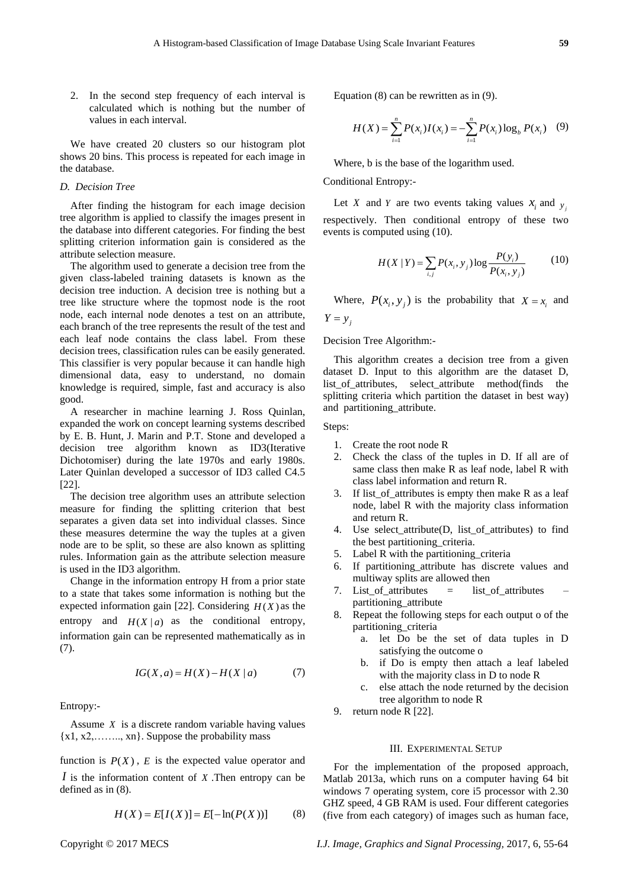2. In the second step frequency of each interval is calculated which is nothing but the number of values in each interval.

We have created 20 clusters so our histogram plot shows 20 bins. This process is repeated for each image in the database.

### D. Decision Tree

After finding the histogram for each image decision tree algorithm is applied to classify the images present in the database into different categories. For finding the best splitting criterion information gain is considered as the attribute selection measure.

The algorithm used to generate a decision tree from the given class-labeled training datasets is known as the decision tree induction. A decision tree is nothing but a tree like structure where the topmost node is the root node, each internal node denotes a test on an attribute, each branch of the tree represents the result of the test and each leaf node contains the class label. From these decision trees, classification rules can be easily generated. This classifier is very popular because it can handle high dimensional data, easy to understand, no domain knowledge is required, simple, fast and accuracy is also good.

A researcher in machine learning J. Ross Quinlan, expanded the work on concept learning systems described by E. B. Hunt, J. Marin and P.T. Stone and developed a decision tree algorithm known as ID3(Iterative Dichotomiser) during the late 1970s and early 1980s. Later Quinlan developed a successor of ID3 called C4.5 [22].

The decision tree algorithm uses an attribute selection measure for finding the splitting criterion that best separates a given data set into individual classes. Since these measures determine the way the tuples at a given node are to be split, so these are also known as splitting rules. Information gain as the attribute selection measure is used in the ID3 algorithm.

Change in the information entropy H from a prior state to a state that takes some information is nothing but the expected information gain [22]. Considering $H(X)$ as the entropy and $H(X \mid a)$ as the conditional entropy, information gain can be represented mathematically as in (7).

$$IG(X,a) = H(X) - H(X \mid a) \qquad (7)$$

Entropy:-

Assume $X$ is a discrete random variable having values {x1, x2,…….., xn}. Suppose the probability mass function is $P(X)$, $E$ is the expected value operator and $I$ is the information content of $X$.Then entropy can be defined as in (8).

$$H(X) = E[I(X)] = E[-\ln(P(X))] \qquad (8)$$

Equation (8) can be rewritten as in (9).

$$H(X) = \sum_{i=1}^{n} P(x_i) I(x_i) = -\sum_{i=1}^{n} P(x_i) \log_b P(x_i) \qquad (9)$$

Where, b is the base of the logarithm used.

Conditional Entropy:-

Let $X$ and $Y$ are two events taking values $x_i$ and $y_j$ respectively. Then conditional entropy of these two events is computed using (10).

$$H(X \mid Y) = \sum_{i,j} P(x_i, y_j) \log \frac{P(y_i)}{P(x_i, y_j)} \qquad (10)$$

Where, $P(x_i, y_j)$ is the probability that $X = x_i$ and $Y = y_j$

Decision Tree Algorithm:-

This algorithm creates a decision tree from a given dataset D. Input to this algorithm are the dataset D, list_of_attributes, select_attribute method(finds the splitting criteria which partition the dataset in best way) and partitioning_attribute.

Steps:

1. Create the root node R
2. Check the class of the tuples in D. If all are of same class then make R as leaf node, label R with class label information and return R.
3. If list_of_attributes is empty then make R as a leaf node, label R with the majority class information and return R.
4. Use select_attribute(D, list_of_attributes) to find the best partitioning_criteria.
5. Label R with the partitioning_criteria
6. If partitioning_attribute has discrete values and multiway splits are allowed then
7. List_of_attributes = list_of_attributes – partitioning_attribute
8. Repeat the following steps for each output o of the partitioning_criteria
   a. let Do be the set of data tuples in D satisfying the outcome o
   b. if Do is empty then attach a leaf labeled with the majority class in D to node R
   c. else attach the node returned by the decision tree algorithm to node R
9. return node R [22].

## III. Experimental Setup

For the implementation of the proposed approach, Matlab 2013a, which runs on a computer having 64 bit windows 7 operating system, core i5 processor with 2.30 GHZ speed, 4 GB RAM is used. Four different categories (five from each category) of images such as human face,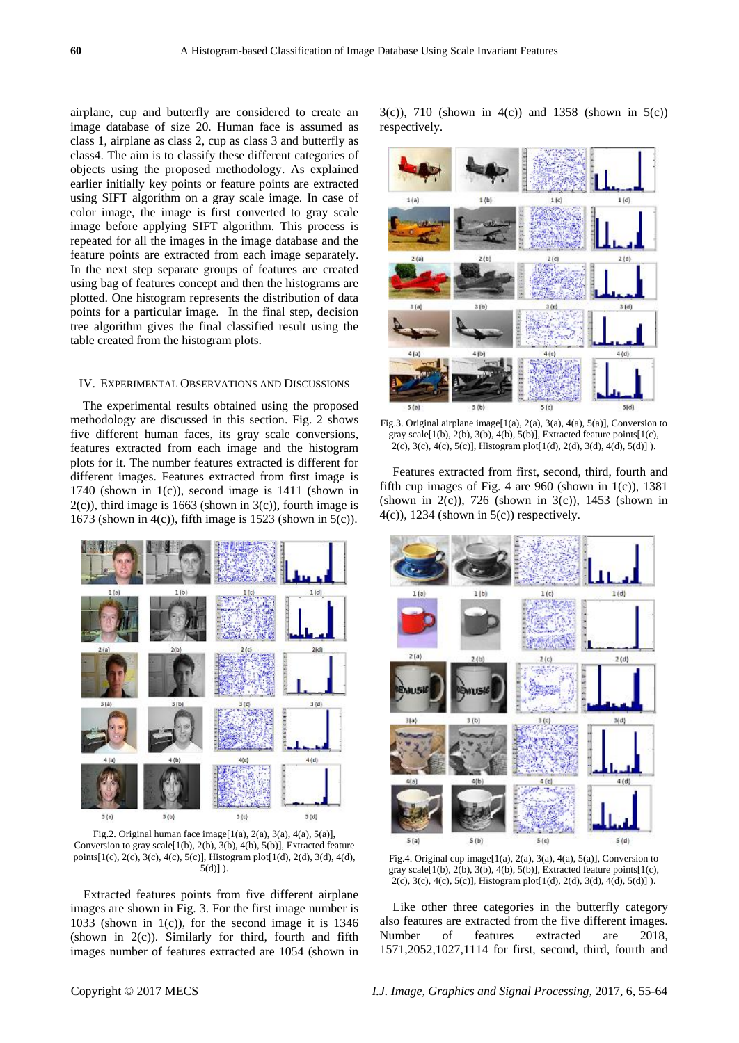airplane, cup and butterfly are considered to create an image database of size 20. Human face is assumed as class 1, airplane as class 2, cup as class 3 and butterfly as class4. The aim is to classify these different categories of objects using the proposed methodology. As explained earlier initially key points or feature points are extracted using SIFT algorithm on a gray scale image. In case of color image, the image is first converted to gray scale image before applying SIFT algorithm. This process is repeated for all the images in the image database and the feature points are extracted from each image separately. In the next step separate groups of features are created using bag of features concept and then the histograms are plotted. One histogram represents the distribution of data points for a particular image. In the final step, decision tree algorithm gives the final classified result using the table created from the histogram plots.

## IV. Experimental Observations and Discussions

The experimental results obtained using the proposed methodology are discussed in this section. Fig. 2 shows five different human faces, its gray scale conversions, features extracted from each image and the histogram plots for it. The number features extracted is different for different images. Features extracted from first image is 1740 (shown in 1(c)), second image is 1411 (shown in 2(c)), third image is 1663 (shown in 3(c)), fourth image is 1673 (shown in 4(c)), fifth image is 1523 (shown in 5(c)).

Fig.2. Original human face image[1(a), 2(a), 3(a), 4(a), 5(a)], Conversion to gray scale[1(b), 2(b), 3(b), 4(b), 5(b)], Extracted feature points[1(c), 2(c), 3(c), 4(c), 5(c)], Histogram plot[1(d), 2(d), 3(d), 4(d), 5(d)] ).

Extracted features points from five different airplane images are shown in Fig. 3. For the first image number is 1033 (shown in 1(c)), for the second image it is 1346 (shown in 2(c)). Similarly for third, fourth and fifth images number of features extracted are 1054 (shown in 3(c)), 710 (shown in 4(c)) and 1358 (shown in 5(c)) respectively.

Fig.3. Original airplane image[1(a), 2(a), 3(a), 4(a), 5(a)], Conversion to gray scale[1(b), 2(b), 3(b), 4(b), 5(b)], Extracted feature points[1(c), 2(c), 3(c), 4(c), 5(c)], Histogram plot[1(d), 2(d), 3(d), 4(d), 5(d)] ).

Features extracted from first, second, third, fourth and fifth cup images of Fig. 4 are 960 (shown in 1(c)), 1381 (shown in 2(c)), 726 (shown in 3(c)), 1453 (shown in 4(c)), 1234 (shown in 5(c)) respectively.

Fig.4. Original cup image[1(a), 2(a), 3(a), 4(a), 5(a)], Conversion to gray scale[1(b), 2(b), 3(b), 4(b), 5(b)], Extracted feature points[1(c), 2(c), 3(c), 4(c), 5(c)], Histogram plot[1(d), 2(d), 3(d), 4(d), 5(d)] ).

Like other three categories in the butterfly category also features are extracted from the five different images. Number of features extracted are 2018, 1571,2052,1027,1114 for first, second, third, fourth and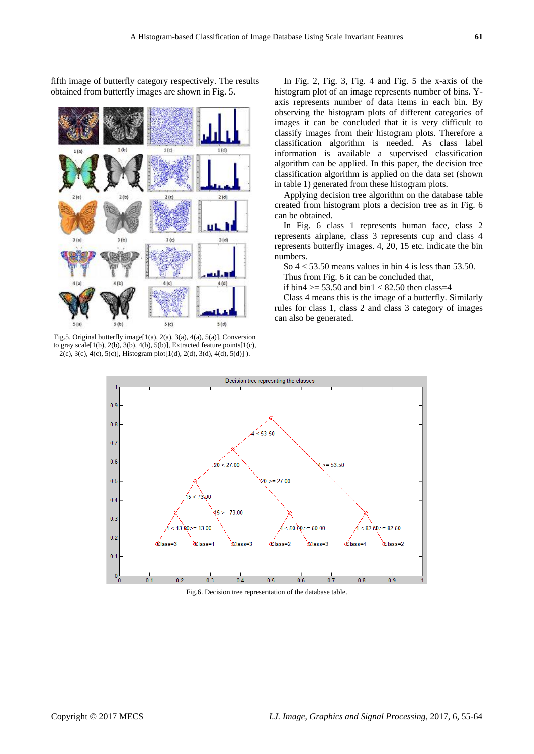fifth image of butterfly category respectively. The results obtained from butterfly images are shown in Fig. 5.

Fig.5. Original butterfly image[1(a), 2(a), 3(a), 4(a), 5(a)], Conversion to gray scale[1(b), 2(b), 3(b), 4(b), 5(b)], Extracted feature points[1(c), 2(c), 3(c), 4(c), 5(c)], Histogram plot[1(d), 2(d), 3(d), 4(d), 5(d)] ).

In Fig. 2, Fig. 3, Fig. 4 and Fig. 5 the x-axis of the histogram plot of an image represents number of bins. Y-axis represents number of data items in each bin. By observing the histogram plots of different categories of images it can be concluded that it is very difficult to classify images from their histogram plots. Therefore a classification algorithm is needed. As class label information is available a supervised classification algorithm can be applied. In this paper, the decision tree classification algorithm is applied on the data set (shown in table 1) generated from these histogram plots.

Applying decision tree algorithm on the database table created from histogram plots a decision tree as in Fig. 6 can be obtained.

In Fig. 6 class 1 represents human face, class 2 represents airplane, class 3 represents cup and class 4 represents butterfly images. 4, 20, 15 etc. indicate the bin numbers.

So 4 < 53.50 means values in bin 4 is less than 53.50.

Thus from Fig. 6 it can be concluded that,

if bin4 >= 53.50 and bin1 < 82.50 then class=4

Class 4 means this is the image of a butterfly. Similarly rules for class 1, class 2 and class 3 category of images can also be generated.

Fig.6. Decision tree representation of the database table.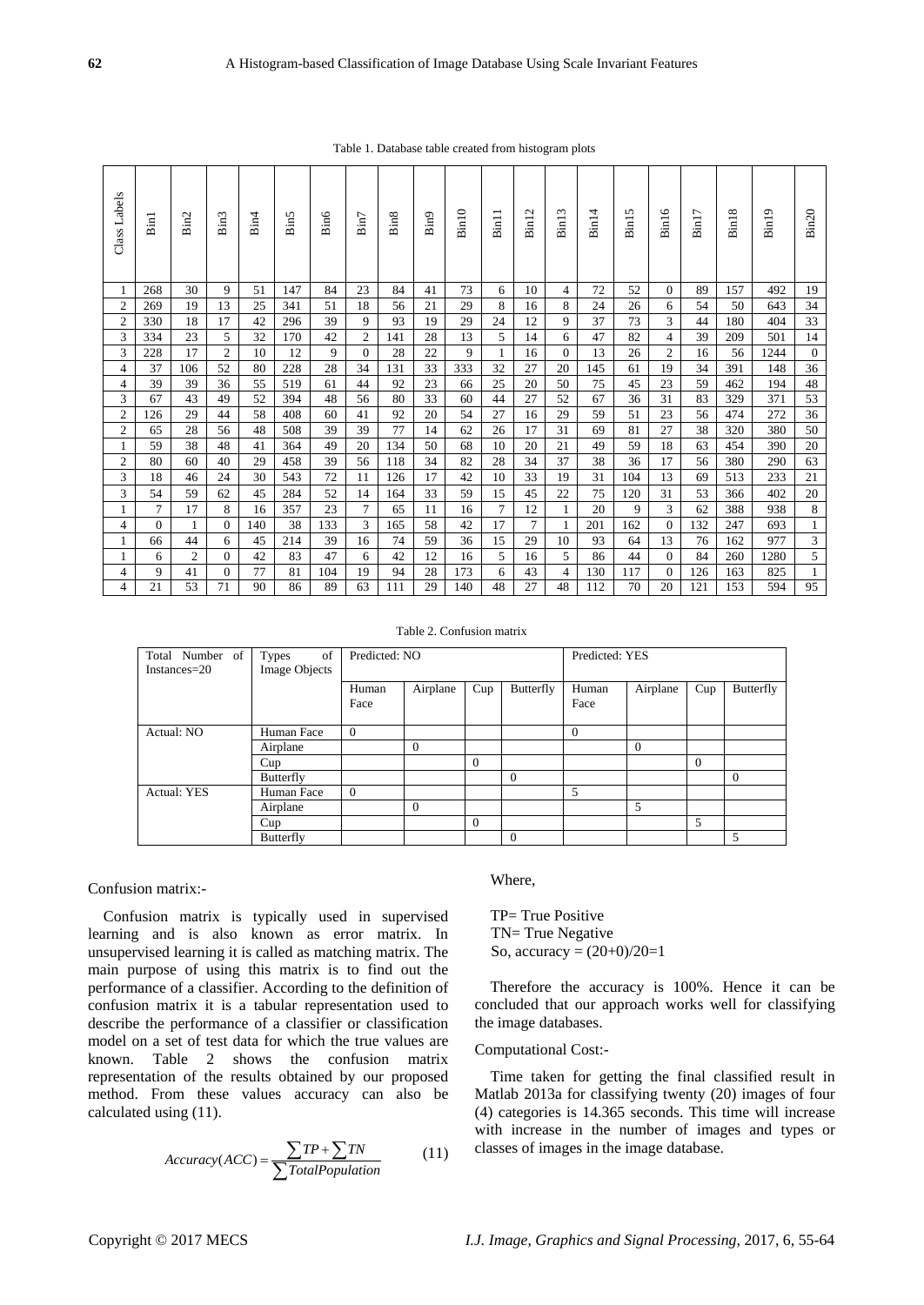Table 1. Database table created from histogram plots

| Class Labels | Bin1 | Bin2 | Bin3 | Bin4 | Bin5 | Bin6 | Bin7 | Bin8 | Bin9 | Bin10 | Bin11 | Bin12 | Bin13 | Bin14 | Bin15 | Bin16 | Bin17 | Bin18 | Bin19 | Bin20 |
|---|---|---|---|---|---|---|---|---|---|---|---|---|---|---|---|---|---|---|---|---|
| 1 | 268 | 30 | 9 | 51 | 147 | 84 | 23 | 84 | 41 | 73 | 6 | 10 | 4 | 72 | 52 | 0 | 89 | 157 | 492 | 19 |
| 2 | 269 | 19 | 13 | 25 | 341 | 51 | 18 | 56 | 21 | 29 | 8 | 16 | 8 | 24 | 26 | 6 | 54 | 50 | 643 | 34 |
| 2 | 330 | 18 | 17 | 42 | 296 | 39 | 9 | 93 | 19 | 29 | 24 | 12 | 9 | 37 | 73 | 3 | 44 | 180 | 404 | 33 |
| 3 | 334 | 23 | 5 | 32 | 170 | 42 | 2 | 141 | 28 | 13 | 5 | 14 | 6 | 47 | 82 | 4 | 39 | 209 | 501 | 14 |
| 3 | 228 | 17 | 2 | 10 | 12 | 9 | 0 | 28 | 22 | 9 | 1 | 16 | 0 | 13 | 26 | 2 | 16 | 56 | 1244 | 0 |
| 4 | 37 | 106 | 52 | 80 | 228 | 28 | 34 | 131 | 33 | 333 | 32 | 27 | 20 | 145 | 61 | 19 | 34 | 391 | 148 | 36 |
| 4 | 39 | 39 | 36 | 55 | 519 | 61 | 44 | 92 | 23 | 66 | 25 | 20 | 50 | 75 | 45 | 23 | 59 | 462 | 194 | 48 |
| 3 | 67 | 43 | 49 | 52 | 394 | 48 | 56 | 80 | 33 | 60 | 44 | 27 | 52 | 67 | 36 | 31 | 83 | 329 | 371 | 53 |
| 2 | 126 | 29 | 44 | 58 | 408 | 60 | 41 | 92 | 20 | 54 | 27 | 16 | 29 | 59 | 51 | 23 | 56 | 474 | 272 | 36 |
| 2 | 65 | 28 | 56 | 48 | 508 | 39 | 39 | 77 | 14 | 62 | 26 | 17 | 31 | 69 | 81 | 27 | 38 | 320 | 380 | 50 |
| 1 | 59 | 38 | 48 | 41 | 364 | 49 | 20 | 134 | 50 | 68 | 10 | 20 | 21 | 49 | 59 | 18 | 63 | 454 | 390 | 20 |
| 2 | 80 | 60 | 40 | 29 | 458 | 39 | 56 | 118 | 34 | 82 | 28 | 34 | 37 | 38 | 36 | 17 | 56 | 380 | 290 | 63 |
| 3 | 18 | 46 | 24 | 30 | 543 | 72 | 11 | 126 | 17 | 42 | 10 | 33 | 19 | 31 | 104 | 13 | 69 | 513 | 233 | 21 |
| 3 | 54 | 59 | 62 | 45 | 284 | 52 | 14 | 164 | 33 | 59 | 15 | 45 | 22 | 75 | 120 | 31 | 53 | 366 | 402 | 20 |
| 1 | 7 | 17 | 8 | 16 | 357 | 23 | 7 | 65 | 11 | 16 | 7 | 12 | 1 | 20 | 9 | 3 | 62 | 388 | 938 | 8 |
| 4 | 0 | 1 | 0 | 140 | 38 | 133 | 3 | 165 | 58 | 42 | 17 | 7 | 1 | 201 | 162 | 0 | 132 | 247 | 693 | 1 |
| 1 | 66 | 44 | 6 | 45 | 214 | 39 | 16 | 74 | 59 | 36 | 15 | 29 | 10 | 93 | 64 | 13 | 76 | 162 | 977 | 3 |
| 1 | 6 | 2 | 0 | 42 | 83 | 47 | 6 | 42 | 12 | 16 | 5 | 16 | 5 | 86 | 44 | 0 | 84 | 260 | 1280 | 5 |
| 4 | 9 | 41 | 0 | 77 | 81 | 104 | 19 | 94 | 28 | 173 | 6 | 43 | 4 | 130 | 117 | 0 | 126 | 163 | 825 | 1 |
| 4 | 21 | 53 | 71 | 90 | 86 | 89 | 63 | 111 | 29 | 140 | 48 | 27 | 48 | 112 | 70 | 20 | 121 | 153 | 594 | 95 |

Table 2. Confusion matrix

| Total Number of Instances=20 | Types of Image Objects | Predicted: NO | | | | Predicted: YES | | | |
|---|---|---|---|---|---|---|---|---|---|
| | | Human Face | Airplane | Cup | Butterfly | Human Face | Airplane | Cup | Butterfly |
| Actual: NO | Human Face | 0 | | | | 0 | | | |
| | Airplane | | 0 | | | | 0 | | |
| | Cup | | | 0 | | | | 0 | |
| | Butterfly | | | | 0 | | | | 0 |
| Actual: YES | Human Face | 0 | | | | 5 | | | |
| | Airplane | | 0 | | | | 5 | | |
| | Cup | | | 0 | | | | 5 | |
| | Butterfly | | | | 0 | | | | 5 |

Confusion matrix:-

Confusion matrix is typically used in supervised learning and is also known as error matrix. In unsupervised learning it is called as matching matrix. The main purpose of using this matrix is to find out the performance of a classifier. According to the definition of confusion matrix it is a tabular representation used to describe the performance of a classifier or classification model on a set of test data for which the true values are known. Table 2 shows the confusion matrix representation of the results obtained by our proposed method. From these values accuracy can also be calculated using (11).

$$Accuracy(ACC) = \frac{\sum TP + \sum TN}{\sum TotalPopulation} \quad (11)$$

Where,

TP= True Positive
TN= True Negative
So, accuracy = (20+0)/20=1

Therefore the accuracy is 100%. Hence it can be concluded that our approach works well for classifying the image databases.

Computational Cost:-

Time taken for getting the final classified result in Matlab 2013a for classifying twenty (20) images of four (4) categories is 14.365 seconds. This time will increase with increase in the number of images and types or classes of images in the image database.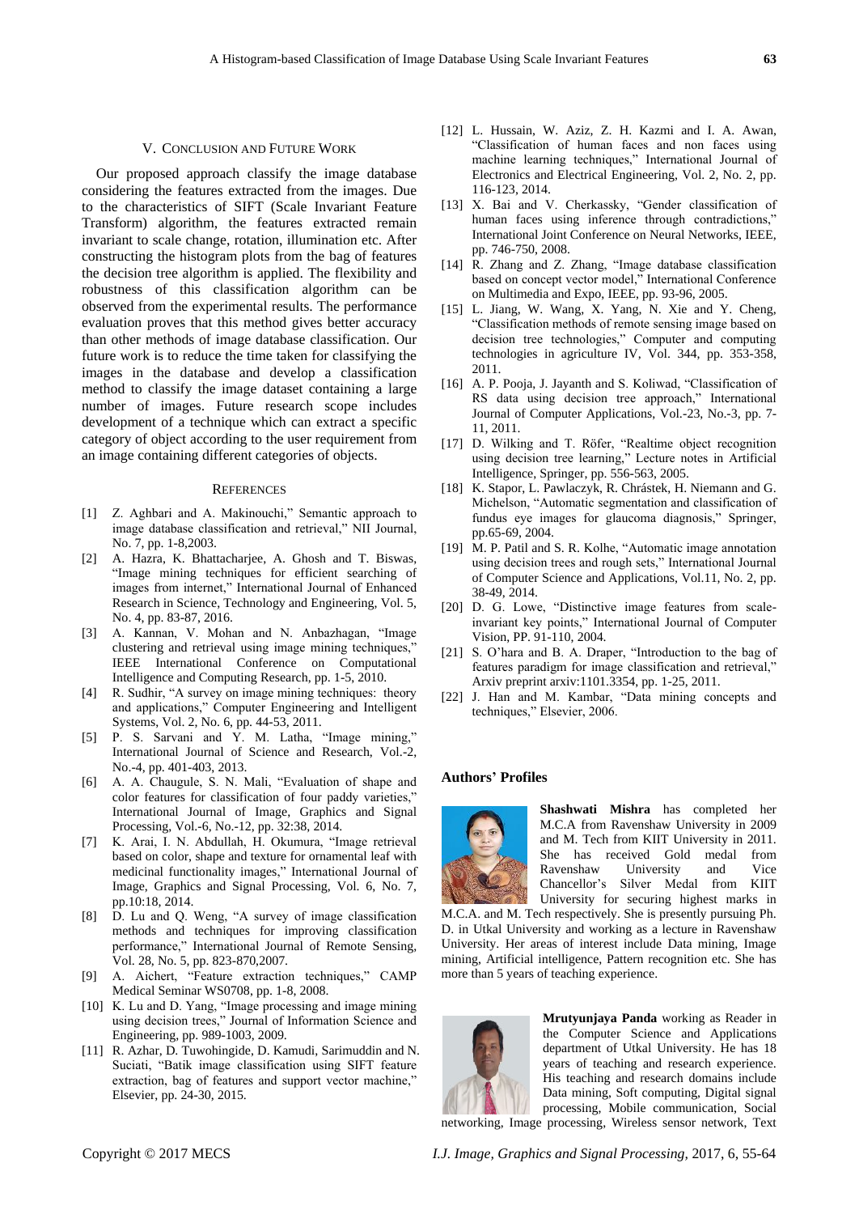## V. Conclusion and Future Work

Our proposed approach classify the image database considering the features extracted from the images. Due to the characteristics of SIFT (Scale Invariant Feature Transform) algorithm, the features extracted remain invariant to scale change, rotation, illumination etc. After constructing the histogram plots from the bag of features the decision tree algorithm is applied. The flexibility and robustness of this classification algorithm can be observed from the experimental results. The performance evaluation proves that this method gives better accuracy than other methods of image database classification. Our future work is to reduce the time taken for classifying the images in the database and develop a classification method to classify the image dataset containing a large number of images. Future research scope includes development of a technique which can extract a specific category of object according to the user requirement from an image containing different categories of objects.

## References

[1] Z. Aghbari and A. Makinouchi," Semantic approach to image database classification and retrieval," NII Journal, No. 7, pp. 1-8,2003.

[2] A. Hazra, K. Bhattacharjee, A. Ghosh and T. Biswas, "Image mining techniques for efficient searching of images from internet," International Journal of Enhanced Research in Science, Technology and Engineering, Vol. 5, No. 4, pp. 83-87, 2016.

[3] A. Kannan, V. Mohan and N. Anbazhagan, "Image clustering and retrieval using image mining techniques," IEEE International Conference on Computational Intelligence and Computing Research, pp. 1-5, 2010.

[4] R. Sudhir, "A survey on image mining techniques: theory and applications," Computer Engineering and Intelligent Systems, Vol. 2, No. 6, pp. 44-53, 2011.

[5] P. S. Sarvani and Y. M. Latha, "Image mining," International Journal of Science and Research, Vol.-2, No.-4, pp. 401-403, 2013.

[6] A. A. Chaugule, S. N. Mali, "Evaluation of shape and color features for classification of four paddy varieties," International Journal of Image, Graphics and Signal Processing, Vol.-6, No.-12, pp. 32:38, 2014.

[7] K. Arai, I. N. Abdullah, H. Okumura, "Image retrieval based on color, shape and texture for ornamental leaf with medicinal functionality images," International Journal of Image, Graphics and Signal Processing, Vol. 6, No. 7, pp.10:18, 2014.

[8] D. Lu and Q. Weng, "A survey of image classification methods and techniques for improving classification performance," International Journal of Remote Sensing, Vol. 28, No. 5, pp. 823-870,2007.

[9] A. Aichert, "Feature extraction techniques," CAMP Medical Seminar WS0708, pp. 1-8, 2008.

[10] K. Lu and D. Yang, "Image processing and image mining using decision trees," Journal of Information Science and Engineering, pp. 989-1003, 2009.

[11] R. Azhar, D. Tuwohingide, D. Kamudi, Sarimuddin and N. Suciati, "Batik image classification using SIFT feature extraction, bag of features and support vector machine," Elsevier, pp. 24-30, 2015.

[12] L. Hussain, W. Aziz, Z. H. Kazmi and I. A. Awan, "Classification of human faces and non faces using machine learning techniques," International Journal of Electronics and Electrical Engineering, Vol. 2, No. 2, pp. 116-123, 2014.

[13] X. Bai and V. Cherkassky, "Gender classification of human faces using inference through contradictions," International Joint Conference on Neural Networks, IEEE, pp. 746-750, 2008.

[14] R. Zhang and Z. Zhang, "Image database classification based on concept vector model," International Conference on Multimedia and Expo, IEEE, pp. 93-96, 2005.

[15] L. Jiang, W. Wang, X. Yang, N. Xie and Y. Cheng, "Classification methods of remote sensing image based on decision tree technologies," Computer and computing technologies in agriculture IV, Vol. 344, pp. 353-358, 2011.

[16] A. P. Pooja, J. Jayanth and S. Koliwad, "Classification of RS data using decision tree approach," International Journal of Computer Applications, Vol.-23, No.-3, pp. 7-11, 2011.

[17] D. Wilking and T. Röfer, "Realtime object recognition using decision tree learning," Lecture notes in Artificial Intelligence, Springer, pp. 556-563, 2005.

[18] K. Stapor, L. Pawlaczyk, R. Chrástek, H. Niemann and G. Michelson, "Automatic segmentation and classification of fundus eye images for glaucoma diagnosis," Springer, pp.65-69, 2004.

[19] M. P. Patil and S. R. Kolhe, "Automatic image annotation using decision trees and rough sets," International Journal of Computer Science and Applications, Vol.11, No. 2, pp. 38-49, 2014.

[20] D. G. Lowe, "Distinctive image features from scale-invariant key points," International Journal of Computer Vision, PP. 91-110, 2004.

[21] S. O'hara and B. A. Draper, "Introduction to the bag of features paradigm for image classification and retrieval," Arxiv preprint arxiv:1101.3354, pp. 1-25, 2011.

[22] J. Han and M. Kambar, "Data mining concepts and techniques," Elsevier, 2006.

### Authors' Profiles

**Shashwati Mishra** has completed her M.C.A from Ravenshaw University in 2009 and M. Tech from KIIT University in 2011. She has received Gold medal from Ravenshaw University and Vice Chancellor's Silver Medal from KIIT University for securing highest marks in M.C.A. and M. Tech respectively. She is presently pursuing Ph. D. in Utkal University and working as a lecture in Ravenshaw University. Her areas of interest include Data mining, Image mining, Artificial intelligence, Pattern recognition etc. She has more than 5 years of teaching experience.

**Mrutyunjaya Panda** working as Reader in the Computer Science and Applications department of Utkal University. He has 18 years of teaching and research experience. His teaching and research domains include Data mining, Soft computing, Digital signal processing, Mobile communication, Social networking, Image processing, Wireless sensor network, Text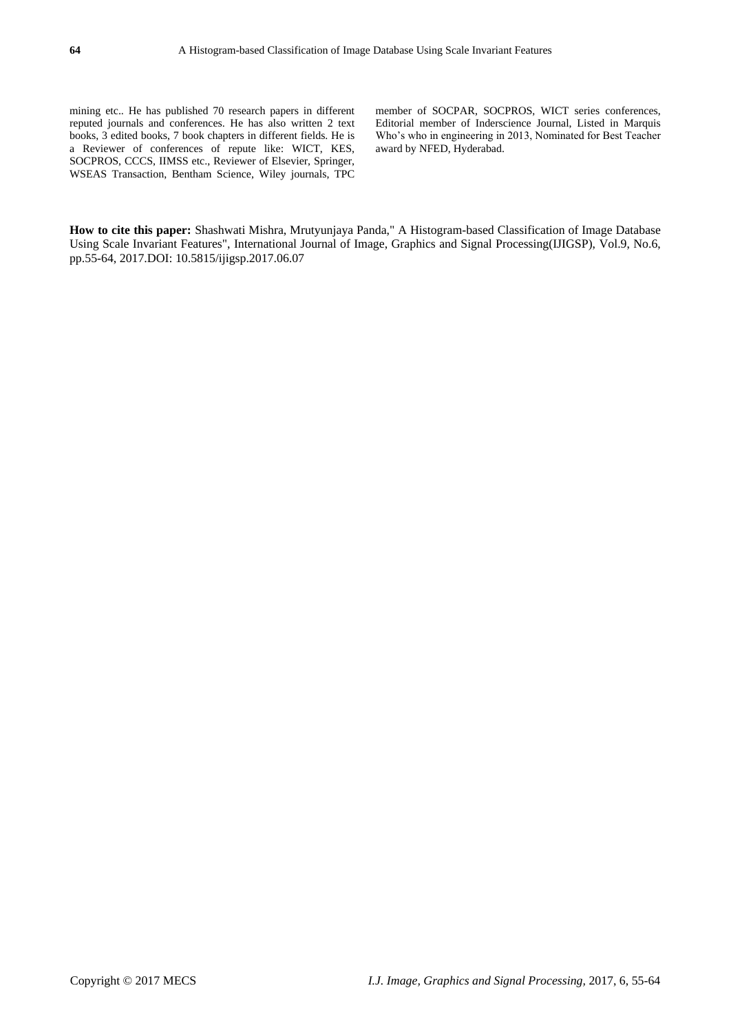mining etc.. He has published 70 research papers in different reputed journals and conferences. He has also written 2 text books, 3 edited books, 7 book chapters in different fields. He is a Reviewer of conferences of repute like: WICT, KES, SOCPROS, CCCS, IIMSS etc., Reviewer of Elsevier, Springer, WSEAS Transaction, Bentham Science, Wiley journals, TPC member of SOCPAR, SOCPROS, WICT series conferences, Editorial member of Inderscience Journal, Listed in Marquis Who's who in engineering in 2013, Nominated for Best Teacher award by NFED, Hyderabad.

**How to cite this paper:** Shashwati Mishra, Mrutyunjaya Panda," A Histogram-based Classification of Image Database Using Scale Invariant Features", International Journal of Image, Graphics and Signal Processing(IJIGSP), Vol.9, No.6, pp.55-64, 2017.DOI: 10.5815/ijigsp.2017.06.07